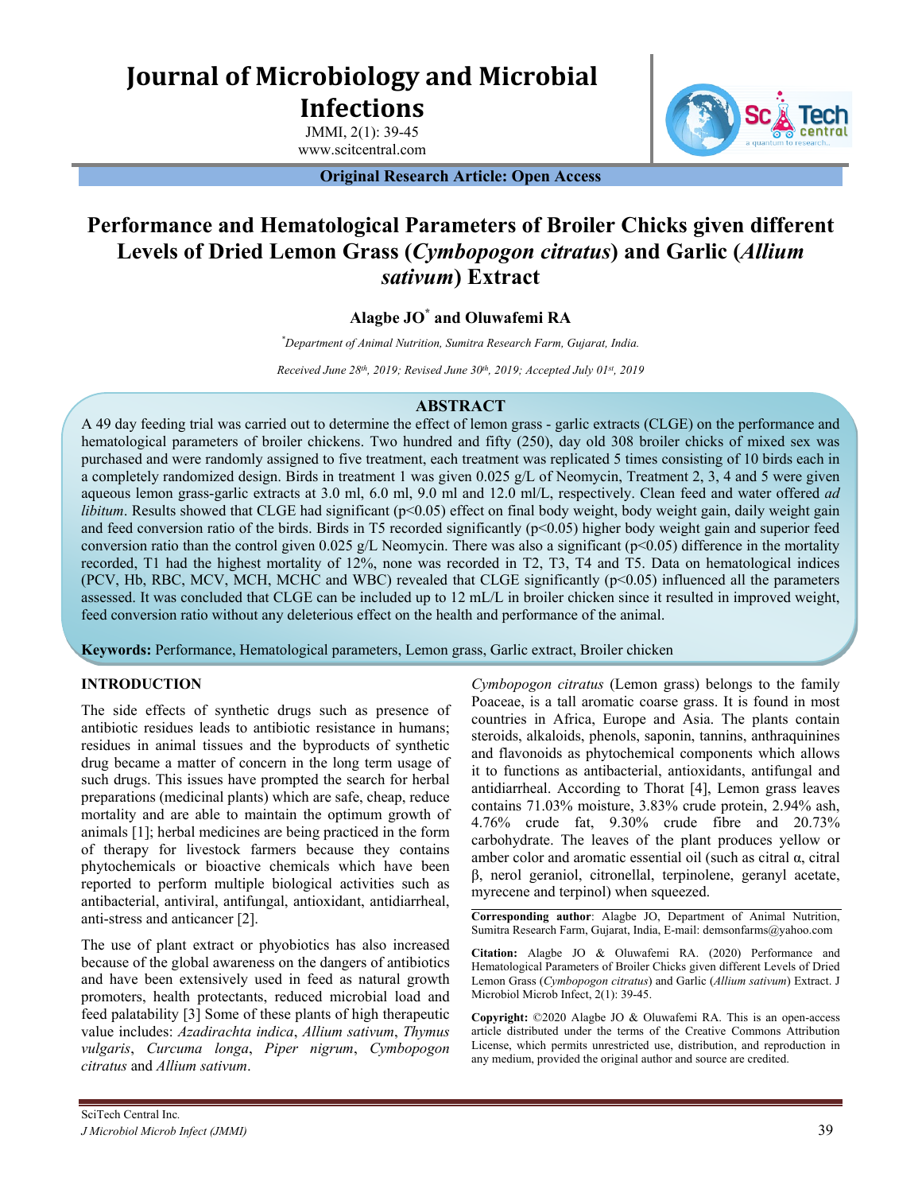# Performance and Hematological Parameters of Broiler Chicks given different Levels of Dried Lemon Grass (*Cymbopogon citratus*) and Garlic (*Allium sativum*) Extract

**Original Research Article: Open Access**

**Alagbe JO*** **and Oluwafemi RA**

*Department of Animal Nutrition, Sumitra Research Farm, Gujarat, India.*

*Received June 28th, 2019; Revised June 30th, 2019; Accepted July 01st, 2019*

## ABSTRACT

A 49 day feeding trial was carried out to determine the effect of lemon grass - garlic extracts (CLGE) on the performance and hematological parameters of broiler chickens. Two hundred and fifty (250), day old 308 broiler chicks of mixed sex was purchased and were randomly assigned to five treatment, each treatment was replicated 5 times consisting of 10 birds each in a completely randomized design. Birds in treatment 1 was given 0.025 g/L of Neomycin, Treatment 2, 3, 4 and 5 were given aqueous lemon grass-garlic extracts at 3.0 ml, 6.0 ml, 9.0 ml and 12.0 ml/L, respectively. Clean feed and water offered *ad libitum*. Results showed that CLGE had significant ($p<0.05$) effect on final body weight, body weight gain, daily weight gain and feed conversion ratio of the birds. Birds in T5 recorded significantly ($p<0.05$) higher body weight gain and superior feed conversion ratio than the control given 0.025 g/L Neomycin. There was also a significant ($p<0.05$) difference in the mortality recorded, T1 had the highest mortality of 12%, none was recorded in T2, T3, T4 and T5. Data on hematological indices (PCV, Hb, RBC, MCV, MCH, MCHC and WBC) revealed that CLGE significantly ($p<0.05$) influenced all the parameters assessed. It was concluded that CLGE can be included up to 12 mL/L in broiler chicken since it resulted in improved weight, feed conversion ratio without any deleterious effect on the health and performance of the animal.

**Keywords:** Performance, Hematological parameters, Lemon grass, Garlic extract, Broiler chicken

## INTRODUCTION

The side effects of synthetic drugs such as presence of antibiotic residues leads to antibiotic resistance in humans; residues in animal tissues and the byproducts of synthetic drug became a matter of concern in the long term usage of such drugs. This issues have prompted the search for herbal preparations (medicinal plants) which are safe, cheap, reduce mortality and are able to maintain the optimum growth of animals [1]; herbal medicines are being practiced in the form of therapy for livestock farmers because they contains phytochemicals or bioactive chemicals which have been reported to perform multiple biological activities such as antibacterial, antiviral, antifungal, antioxidant, antidiarrheal, anti-stress and anticancer [2].

The use of plant extract or phyobiotics has also increased because of the global awareness on the dangers of antibiotics and have been extensively used in feed as natural growth promoters, health protectants, reduced microbial load and feed palatability [3] Some of these plants of high therapeutic value includes: *Azadirachta indica*, *Allium sativum*, *Thymus vulgaris*, *Curcuma longa*, *Piper nigrum*, *Cymbopogon citratus* and *Allium sativum*.

*Cymbopogon citratus* (Lemon grass) belongs to the family Poaceae, is a tall aromatic coarse grass. It is found in most countries in Africa, Europe and Asia. The plants contain steroids, alkaloids, phenols, saponin, tannins, anthraquinines and flavonoids as phytochemical components which allows it to functions as antibacterial, antioxidants, antifungal and antidiarrheal. According to Thorat [4], Lemon grass leaves contains 71.03% moisture, 3.83% crude protein, 2.94% ash, 4.76% crude fat, 9.30% crude fibre and 20.73% carbohydrate. The leaves of the plant produces yellow or amber color and aromatic essential oil (such as citral α, citral β, nerol geraniol, citronellal, terpinolene, geranyl acetate, myrecene and terpinol) when squeezed.

**Corresponding author**: Alagbe JO, Department of Animal Nutrition, Sumitra Research Farm, Gujarat, India, E-mail: demsonfarms@yahoo.com

**Citation:** Alagbe JO & Oluwafemi RA. (2020) Performance and Hematological Parameters of Broiler Chicks given different Levels of Dried Lemon Grass (*Cymbopogon citratus*) and Garlic (*Allium sativum*) Extract. J Microbiol Microb Infect, 2(1): 39-45.

**Copyright:** ©2020 Alagbe JO & Oluwafemi RA. This is an open-access article distributed under the terms of the Creative Commons Attribution License, which permits unrestricted use, distribution, and reproduction in any medium, provided the original author and source are credited.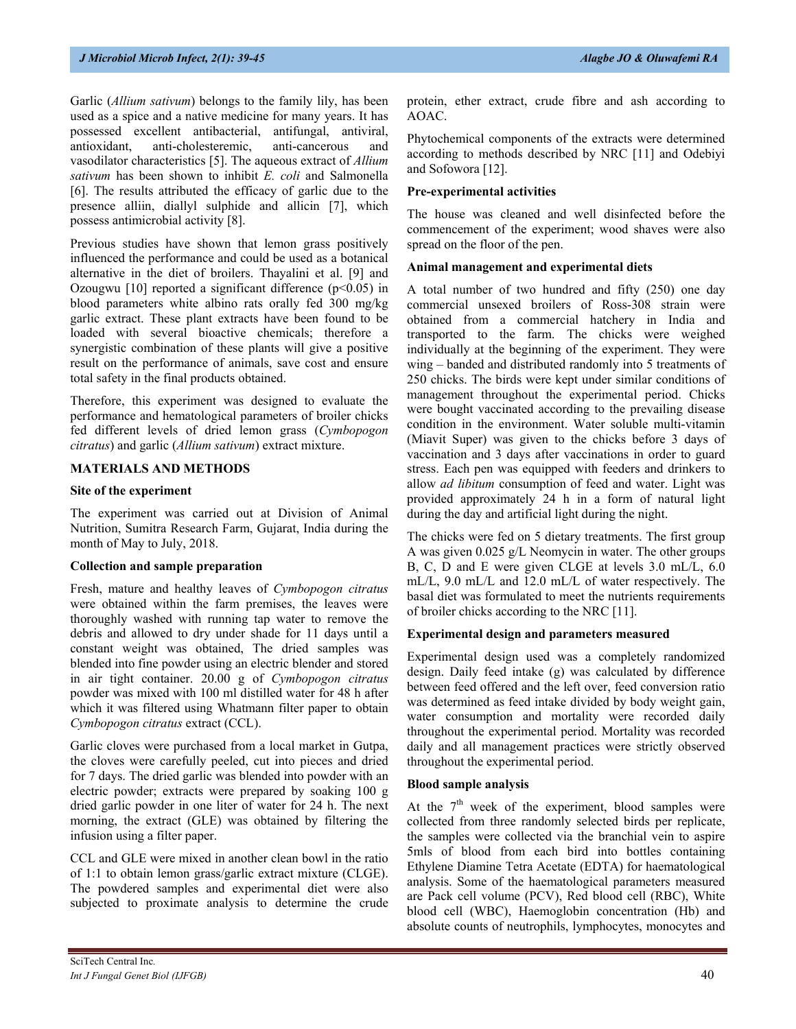Garlic (*Allium sativum*) belongs to the family lily, has been used as a spice and a native medicine for many years. It has possessed excellent antibacterial, antifungal, antiviral, antioxidant, anti-cholesteremic, anti-cancerous and vasodilator characteristics [5]. The aqueous extract of *Allium sativum* has been shown to inhibit *E. coli* and Salmonella [6]. The results attributed the efficacy of garlic due to the presence alliin, diallyl sulphide and allicin [7], which possess antimicrobial activity [8].

Previous studies have shown that lemon grass positively influenced the performance and could be used as a botanical alternative in the diet of broilers. Thayalini et al. [9] and Ozougwu [10] reported a significant difference ($p<0.05$) in blood parameters white albino rats orally fed 300 mg/kg garlic extract. These plant extracts have been found to be loaded with several bioactive chemicals; therefore a synergistic combination of these plants will give a positive result on the performance of animals, save cost and ensure total safety in the final products obtained.

Therefore, this experiment was designed to evaluate the performance and hematological parameters of broiler chicks fed different levels of dried lemon grass (*Cymbopogon citratus*) and garlic (*Allium sativum*) extract mixture.

## MATERIALS AND METHODS

### Site of the experiment

The experiment was carried out at Division of Animal Nutrition, Sumitra Research Farm, Gujarat, India during the month of May to July, 2018.

### Collection and sample preparation

Fresh, mature and healthy leaves of *Cymbopogon citratus* were obtained within the farm premises, the leaves were thoroughly washed with running tap water to remove the debris and allowed to dry under shade for 11 days until a constant weight was obtained, The dried samples was blended into fine powder using an electric blender and stored in air tight container. 20.00 g of *Cymbopogon citratus* powder was mixed with 100 ml distilled water for 48 h after which it was filtered using Whatmann filter paper to obtain *Cymbopogon citratus* extract (CCL).

Garlic cloves were purchased from a local market in Gutpa, the cloves were carefully peeled, cut into pieces and dried for 7 days. The dried garlic was blended into powder with an electric powder; extracts were prepared by soaking 100 g dried garlic powder in one liter of water for 24 h. The next morning, the extract (GLE) was obtained by filtering the infusion using a filter paper.

CCL and GLE were mixed in another clean bowl in the ratio of 1:1 to obtain lemon grass/garlic extract mixture (CLGE). The powdered samples and experimental diet were also subjected to proximate analysis to determine the crude protein, ether extract, crude fibre and ash according to AOAC.

Phytochemical components of the extracts were determined according to methods described by NRC [11] and Odebiyi and Sofowora [12].

### Pre-experimental activities

The house was cleaned and well disinfected before the commencement of the experiment; wood shaves were also spread on the floor of the pen.

### Animal management and experimental diets

A total number of two hundred and fifty (250) one day commercial unsexed broilers of Ross-308 strain were obtained from a commercial hatchery in India and transported to the farm. The chicks were weighed individually at the beginning of the experiment. They were wing – banded and distributed randomly into 5 treatments of 250 chicks. The birds were kept under similar conditions of management throughout the experimental period. Chicks were bought vaccinated according to the prevailing disease condition in the environment. Water soluble multi-vitamin (Miavit Super) was given to the chicks before 3 days of vaccination and 3 days after vaccinations in order to guard stress. Each pen was equipped with feeders and drinkers to allow *ad libitum* consumption of feed and water. Light was provided approximately 24 h in a form of natural light during the day and artificial light during the night.

The chicks were fed on 5 dietary treatments. The first group A was given 0.025 g/L Neomycin in water. The other groups B, C, D and E were given CLGE at levels 3.0 mL/L, 6.0 mL/L, 9.0 mL/L and 12.0 mL/L of water respectively. The basal diet was formulated to meet the nutrients requirements of broiler chicks according to the NRC [11].

### Experimental design and parameters measured

Experimental design used was a completely randomized design. Daily feed intake (g) was calculated by difference between feed offered and the left over, feed conversion ratio was determined as feed intake divided by body weight gain, water consumption and mortality were recorded daily throughout the experimental period. Mortality was recorded daily and all management practices were strictly observed throughout the experimental period.

### Blood sample analysis

At the 7th week of the experiment, blood samples were collected from three randomly selected birds per replicate, the samples were collected via the branchial vein to aspire 5mls of blood from each bird into bottles containing Ethylene Diamine Tetra Acetate (EDTA) for haematological analysis. Some of the haematological parameters measured are Pack cell volume (PCV), Red blood cell (RBC), White blood cell (WBC), Haemoglobin concentration (Hb) and absolute counts of neutrophils, lymphocytes, monocytes and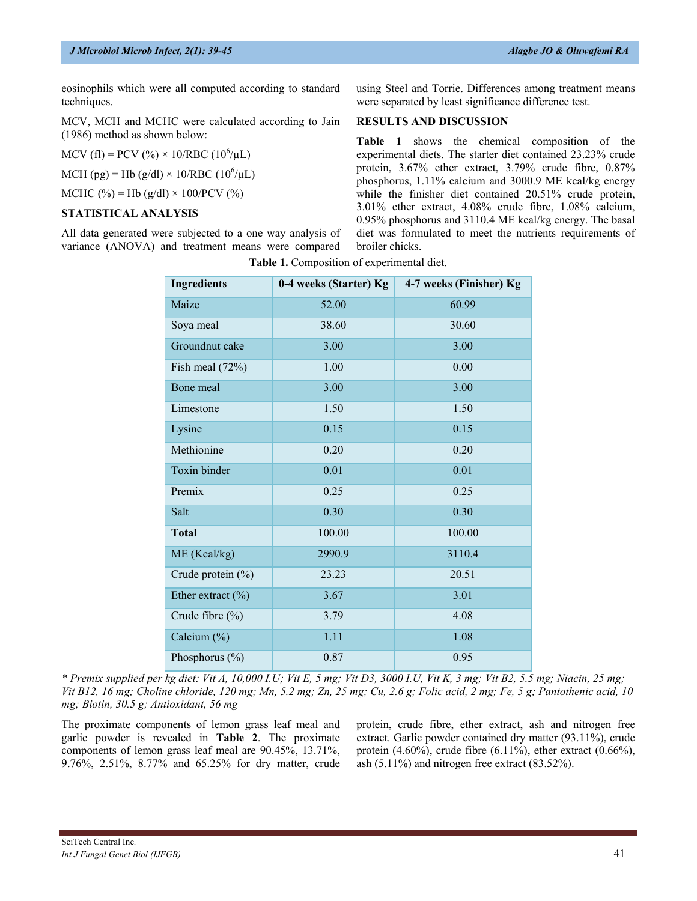eosinophils which were all computed according to standard techniques.

MCV, MCH and MCHC were calculated according to Jain (1986) method as shown below:

MCV (fl) = PCV (%) × 10/RBC ($10^6$/µL)

MCH (pg) = Hb (g/dl) × 10/RBC ($10^6$/µL)

MCHC (%) = Hb (g/dl) × 100/PCV (%)

## STATISTICAL ANALYSIS

All data generated were subjected to a one way analysis of variance (ANOVA) and treatment means were compared using Steel and Torrie. Differences among treatment means were separated by least significance difference test.

## RESULTS AND DISCUSSION

**Table 1** shows the chemical composition of the experimental diets. The starter diet contained 23.23% crude protein, 3.67% ether extract, 3.79% crude fibre, 0.87% phosphorus, 1.11% calcium and 3000.9 ME kcal/kg energy while the finisher diet contained 20.51% crude protein, 3.01% ether extract, 4.08% crude fibre, 1.08% calcium, 0.95% phosphorus and 3110.4 ME kcal/kg energy. The basal diet was formulated to meet the nutrients requirements of broiler chicks.

**Table 1.** Composition of experimental diet.

| Ingredients | 0-4 weeks (Starter) Kg | 4-7 weeks (Finisher) Kg |
|---|---|---|
| Maize | 52.00 | 60.99 |
| Soya meal | 38.60 | 30.60 |
| Groundnut cake | 3.00 | 3.00 |
| Fish meal (72%) | 1.00 | 0.00 |
| Bone meal | 3.00 | 3.00 |
| Limestone | 1.50 | 1.50 |
| Lysine | 0.15 | 0.15 |
| Methionine | 0.20 | 0.20 |
| Toxin binder | 0.01 | 0.01 |
| Premix | 0.25 | 0.25 |
| Salt | 0.30 | 0.30 |
| **Total** | 100.00 | 100.00 |
| ME (Kcal/kg) | 2990.9 | 3110.4 |
| Crude protein (%) | 23.23 | 20.51 |
| Ether extract (%) | 3.67 | 3.01 |
| Crude fibre (%) | 3.79 | 4.08 |
| Calcium (%) | 1.11 | 1.08 |
| Phosphorus (%) | 0.87 | 0.95 |

*\* Premix supplied per kg diet: Vit A, 10,000 I.U; Vit E, 5 mg; Vit D3, 3000 I.U, Vit K, 3 mg; Vit B2, 5.5 mg; Niacin, 25 mg; Vit B12, 16 mg; Choline chloride, 120 mg; Mn, 5.2 mg; Zn, 25 mg; Cu, 2.6 g; Folic acid, 2 mg; Fe, 5 g; Pantothenic acid, 10 mg; Biotin, 30.5 g; Antioxidant, 56 mg*

The proximate components of lemon grass leaf meal and garlic powder is revealed in **Table 2**. The proximate components of lemon grass leaf meal are 90.45%, 13.71%, 9.76%, 2.51%, 8.77% and 65.25% for dry matter, crude protein, crude fibre, ether extract, ash and nitrogen free extract. Garlic powder contained dry matter (93.11%), crude protein (4.60%), crude fibre (6.11%), ether extract (0.66%), ash (5.11%) and nitrogen free extract (83.52%).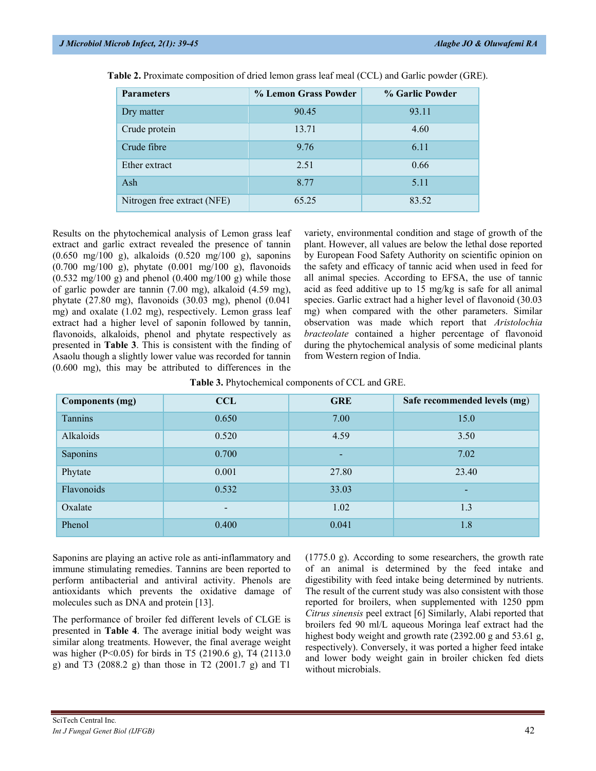**Table 2.** Proximate composition of dried lemon grass leaf meal (CCL) and Garlic powder (GRE).

| Parameters | % Lemon Grass Powder | % Garlic Powder |
|---|---|---|
| Dry matter | 90.45 | 93.11 |
| Crude protein | 13.71 | 4.60 |
| Crude fibre | 9.76 | 6.11 |
| Ether extract | 2.51 | 0.66 |
| Ash | 8.77 | 5.11 |
| Nitrogen free extract (NFE) | 65.25 | 83.52 |

Results on the phytochemical analysis of Lemon grass leaf extract and garlic extract revealed the presence of tannin (0.650 mg/100 g), alkaloids (0.520 mg/100 g), saponins (0.700 mg/100 g), phytate (0.001 mg/100 g), flavonoids (0.532 mg/100 g) and phenol (0.400 mg/100 g) while those of garlic powder are tannin (7.00 mg), alkaloid (4.59 mg), phytate (27.80 mg), flavonoids (30.03 mg), phenol (0.041 mg) and oxalate (1.02 mg), respectively. Lemon grass leaf extract had a higher level of saponin followed by tannin, flavonoids, alkaloids, phenol and phytate respectively as presented in **Table 3**. This is consistent with the finding of Asaolu though a slightly lower value was recorded for tannin (0.600 mg), this may be attributed to differences in the variety, environmental condition and stage of growth of the plant. However, all values are below the lethal dose reported by European Food Safety Authority on scientific opinion on the safety and efficacy of tannic acid when used in feed for all animal species. According to EFSA, the use of tannic acid as feed additive up to 15 mg/kg is safe for all animal species. Garlic extract had a higher level of flavonoid (30.03 mg) when compared with the other parameters. Similar observation was made which report that *Aristolochia bracteolate* contained a higher percentage of flavonoid during the phytochemical analysis of some medicinal plants from Western region of India.

**Table 3.** Phytochemical components of CCL and GRE.

| Components (mg) | CCL | GRE | Safe recommended levels (mg) |
|---|---|---|---|
| Tannins | 0.650 | 7.00 | 15.0 |
| Alkaloids | 0.520 | 4.59 | 3.50 |
| Saponins | 0.700 | - | 7.02 |
| Phytate | 0.001 | 27.80 | 23.40 |
| Flavonoids | 0.532 | 33.03 | - |
| Oxalate | - | 1.02 | 1.3 |
| Phenol | 0.400 | 0.041 | 1.8 |

Saponins are playing an active role as anti-inflammatory and immune stimulating remedies. Tannins are been reported to perform antibacterial and antiviral activity. Phenols are antioxidants which prevents the oxidative damage of molecules such as DNA and protein [13].

The performance of broiler fed different levels of CLGE is presented in **Table 4**. The average initial body weight was similar along treatments. However, the final average weight was higher (P<0.05) for birds in T5 (2190.6 g), T4 (2113.0 g) and T3 (2088.2 g) than those in T2 (2001.7 g) and T1 (1775.0 g). According to some researchers, the growth rate of an animal is determined by the feed intake and digestibility with feed intake being determined by nutrients. The result of the current study was also consistent with those reported for broilers, when supplemented with 1250 ppm *Citrus sinensis* peel extract [6] Similarly, Alabi reported that broilers fed 90 ml/L aqueous Moringa leaf extract had the highest body weight and growth rate (2392.00 g and 53.61 g, respectively). Conversely, it was ported a higher feed intake and lower body weight gain in broiler chicken fed diets without microbials.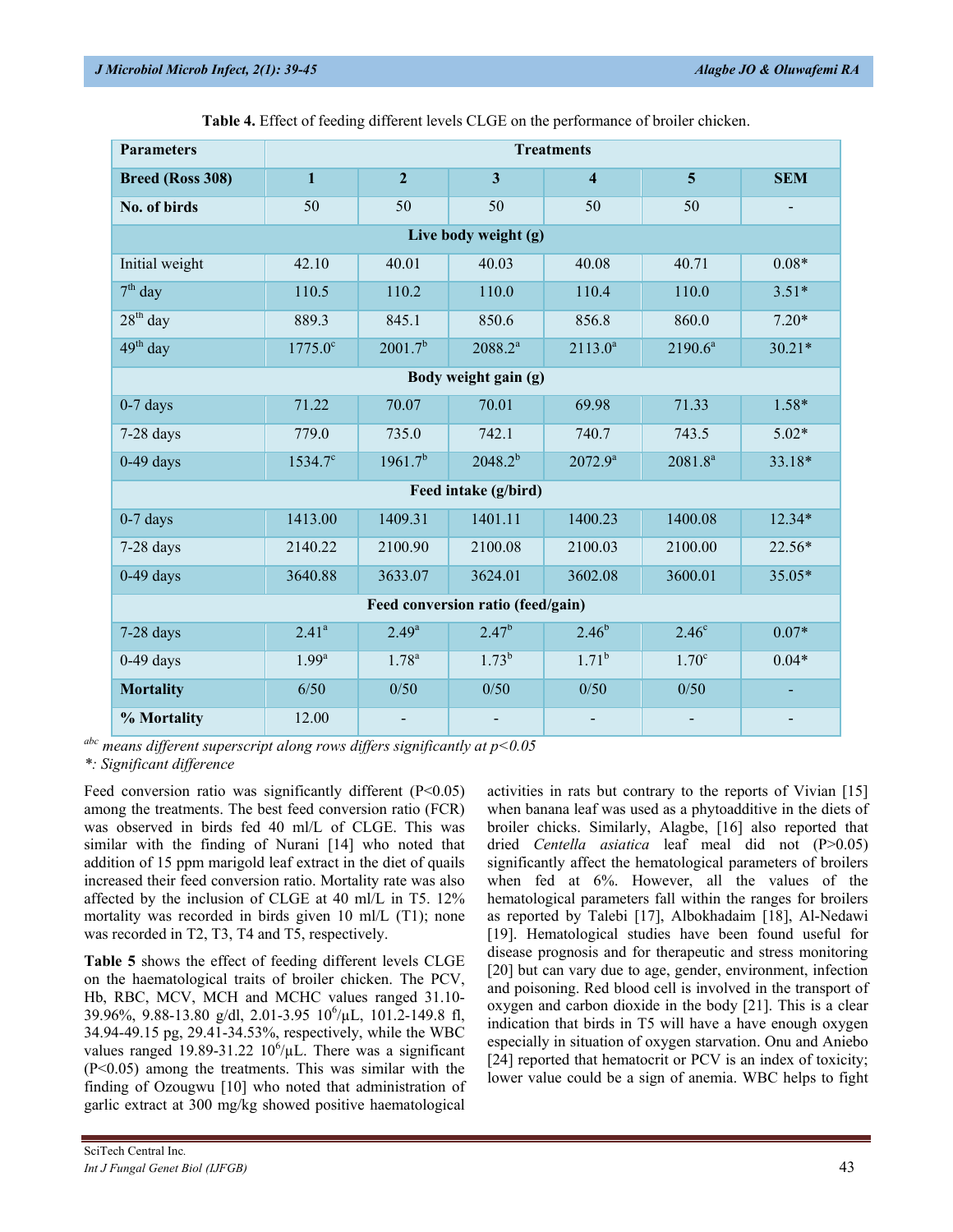**Table 4.** Effect of feeding different levels CLGE on the performance of broiler chicken.

| Parameters | Treatments | | | | | |
|---|---|---|---|---|---|---|
| **Breed (Ross 308)** | **1** | **2** | **3** | **4** | **5** | **SEM** |
| **No. of birds** | 50 | 50 | 50 | 50 | 50 | - |
| **Live body weight (g)** | | | | | | |
| Initial weight | 42.10 | 40.01 | 40.03 | 40.08 | 40.71 | 0.08* |
| 7th day | 110.5 | 110.2 | 110.0 | 110.4 | 110.0 | 3.51* |
| 28th day | 889.3 | 845.1 | 850.6 | 856.8 | 860.0 | 7.20* |
| 49th day | 1775.0c | 2001.7b | 2088.2a | 2113.0a | 2190.6a | 30.21* |
| **Body weight gain (g)** | | | | | | |
| 0-7 days | 71.22 | 70.07 | 70.01 | 69.98 | 71.33 | 1.58* |
| 7-28 days | 779.0 | 735.0 | 742.1 | 740.7 | 743.5 | 5.02* |
| 0-49 days | 1534.7c | 1961.7b | 2048.2b | 2072.9a | 2081.8a | 33.18* |
| **Feed intake (g/bird)** | | | | | | |
| 0-7 days | 1413.00 | 1409.31 | 1401.11 | 1400.23 | 1400.08 | 12.34* |
| 7-28 days | 2140.22 | 2100.90 | 2100.08 | 2100.03 | 2100.00 | 22.56* |
| 0-49 days | 3640.88 | 3633.07 | 3624.01 | 3602.08 | 3600.01 | 35.05* |
| **Feed conversion ratio (feed/gain)** | | | | | | |
| 7-28 days | 2.41a | 2.49a | 2.47b | 2.46b | 2.46c | 0.07* |
| 0-49 days | 1.99a | 1.78a | 1.73b | 1.71b | 1.70c | 0.04* |
| **Mortality** | 6/50 | 0/50 | 0/50 | 0/50 | 0/50 | - |
| **% Mortality** | 12.00 | - | - | - | - | - |

*abc means different superscript along rows differs significantly at p<0.05*
*\*: Significant difference*

Feed conversion ratio was significantly different (P<0.05) among the treatments. The best feed conversion ratio (FCR) was observed in birds fed 40 ml/L of CLGE. This was similar with the finding of Nurani [14] who noted that addition of 15 ppm marigold leaf extract in the diet of quails increased their feed conversion ratio. Mortality rate was also affected by the inclusion of CLGE at 40 ml/L in T5. 12% mortality was recorded in birds given 10 ml/L (T1); none was recorded in T2, T3, T4 and T5, respectively.

**Table 5** shows the effect of feeding different levels CLGE on the haematological traits of broiler chicken. The PCV, Hb, RBC, MCV, MCH and MCHC values ranged 31.10-39.96%, 9.88-13.80 g/dl, 2.01-3.95 $10^6$/μL, 101.2-149.8 fl, 34.94-49.15 pg, 29.41-34.53%, respectively, while the WBC values ranged 19.89-31.22 $10^6$/μL. There was a significant (P<0.05) among the treatments. This was similar with the finding of Ozougwu [10] who noted that administration of garlic extract at 300 mg/kg showed positive haematological activities in rats but contrary to the reports of Vivian [15] when banana leaf was used as a phytoadditive in the diets of broiler chicks. Similarly, Alagbe, [16] also reported that dried *Centella asiatica* leaf meal did not (P>0.05) significantly affect the hematological parameters of broilers when fed at 6%. However, all the values of the hematological parameters fall within the ranges for broilers as reported by Talebi [17], Albokhadaim [18], Al-Nedawi [19]. Hematological studies have been found useful for disease prognosis and for therapeutic and stress monitoring [20] but can vary due to age, gender, environment, infection and poisoning. Red blood cell is involved in the transport of oxygen and carbon dioxide in the body [21]. This is a clear indication that birds in T5 will have a have enough oxygen especially in situation of oxygen starvation. Onu and Aniebo [24] reported that hematocrit or PCV is an index of toxicity; lower value could be a sign of anemia. WBC helps to fight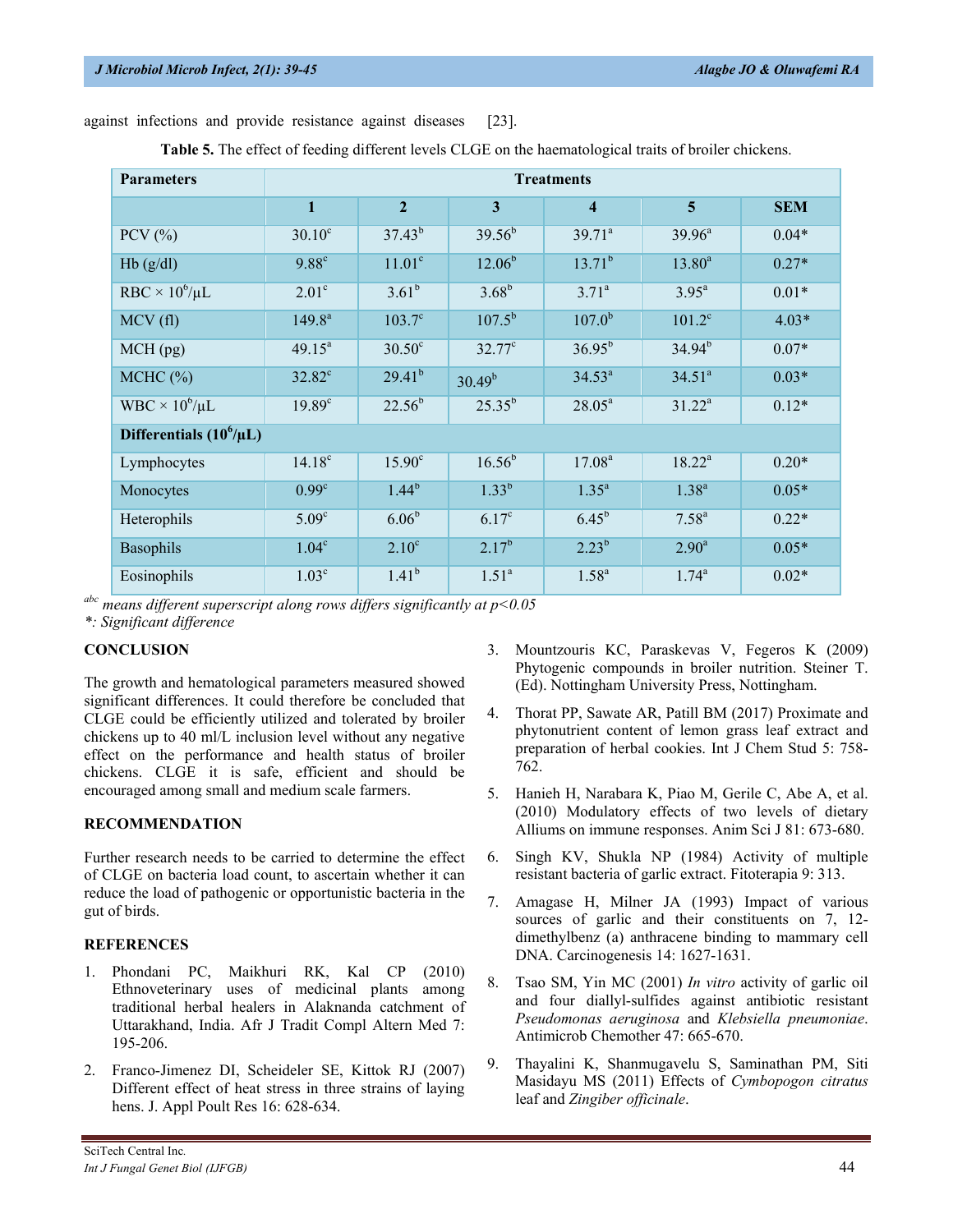against infections and provide resistance against diseases [23].

**Table 5.** The effect of feeding different levels CLGE on the haematological traits of broiler chickens.

| Parameters | Treatments | | | | | |
|---|---|---|---|---|---|---|
| | **1** | **2** | **3** | **4** | **5** | **SEM** |
| PCV (%) | $30.10^c$ | $37.43^b$ | $39.56^b$ | $39.71^a$ | $39.96^a$ | 0.04* |
| Hb (g/dl) | $9.88^c$ | $11.01^c$ | $12.06^b$ | $13.71^b$ | $13.80^a$ | 0.27* |
| RBC × $10^6$/μL | $2.01^c$ | $3.61^b$ | $3.68^b$ | $3.71^a$ | $3.95^a$ | 0.01* |
| MCV (fl) | $149.8^a$ | $103.7^c$ | $107.5^b$ | $107.0^b$ | $101.2^c$ | 4.03* |
| MCH (pg) | $49.15^a$ | $30.50^c$ | $32.77^c$ | $36.95^b$ | $34.94^b$ | 0.07* |
| MCHC (%) | $32.82^c$ | $29.41^b$ | $30.49^b$ | $34.53^a$ | $34.51^a$ | 0.03* |
| WBC × $10^6$/μL | $19.89^c$ | $22.56^b$ | $25.35^b$ | $28.05^a$ | $31.22^a$ | 0.12* |
| **Differentials ($10^6$/μL)** | | | | | | |
| Lymphocytes | $14.18^c$ | $15.90^c$ | $16.56^b$ | $17.08^a$ | $18.22^a$ | 0.20* |
| Monocytes | $0.99^c$ | $1.44^b$ | $1.33^b$ | $1.35^a$ | $1.38^a$ | 0.05* |
| Heterophils | $5.09^c$ | $6.06^b$ | $6.17^c$ | $6.45^b$ | $7.58^a$ | 0.22* |
| Basophils | $1.04^c$ | $2.10^c$ | $2.17^b$ | $2.23^b$ | $2.90^a$ | 0.05* |
| Eosinophils | $1.03^c$ | $1.41^b$ | $1.51^a$ | $1.58^a$ | $1.74^a$ | 0.02* |

*[abc] means different superscript along rows differs significantly at $p<0.05$*

**: Significant difference*

## CONCLUSION

The growth and hematological parameters measured showed significant differences. It could therefore be concluded that CLGE could be efficiently utilized and tolerated by broiler chickens up to 40 ml/L inclusion level without any negative effect on the performance and health status of broiler chickens. CLGE it is safe, efficient and should be encouraged among small and medium scale farmers.

## RECOMMENDATION

Further research needs to be carried to determine the effect of CLGE on bacteria load count, to ascertain whether it can reduce the load of pathogenic or opportunistic bacteria in the gut of birds.

## REFERENCES

1. Phondani PC, Maikhuri RK, Kal CP (2010) Ethnoveterinary uses of medicinal plants among traditional herbal healers in Alaknanda catchment of Uttarakhand, India. Afr J Tradit Compl Altern Med 7: 195-206.
2. Franco-Jimenez DI, Scheideler SE, Kittok RJ (2007) Different effect of heat stress in three strains of laying hens. J. Appl Poult Res 16: 628-634.
3. Mountzouris KC, Paraskevas V, Fegeros K (2009) Phytogenic compounds in broiler nutrition. Steiner T. (Ed). Nottingham University Press, Nottingham.
4. Thorat PP, Sawate AR, Patill BM (2017) Proximate and phytonutrient content of lemon grass leaf extract and preparation of herbal cookies. Int J Chem Stud 5: 758-762.
5. Hanieh H, Narabara K, Piao M, Gerile C, Abe A, et al. (2010) Modulatory effects of two levels of dietary Alliums on immune responses. Anim Sci J 81: 673-680.
6. Singh KV, Shukla NP (1984) Activity of multiple resistant bacteria of garlic extract. Fitoterapia 9: 313.
7. Amagase H, Milner JA (1993) Impact of various sources of garlic and their constituents on 7, 12-dimethylbenz (a) anthracene binding to mammary cell DNA. Carcinogenesis 14: 1627-1631.
8. Tsao SM, Yin MC (2001) *In vitro* activity of garlic oil and four diallyl-sulfides against antibiotic resistant *Pseudomonas aeruginosa* and *Klebsiella pneumoniae*. Antimicrob Chemother 47: 665-670.
9. Thayalini K, Shanmugavelu S, Saminathan PM, Siti Masidayu MS (2011) Effects of *Cymbopogon citratus* leaf and *Zingiber officinale*.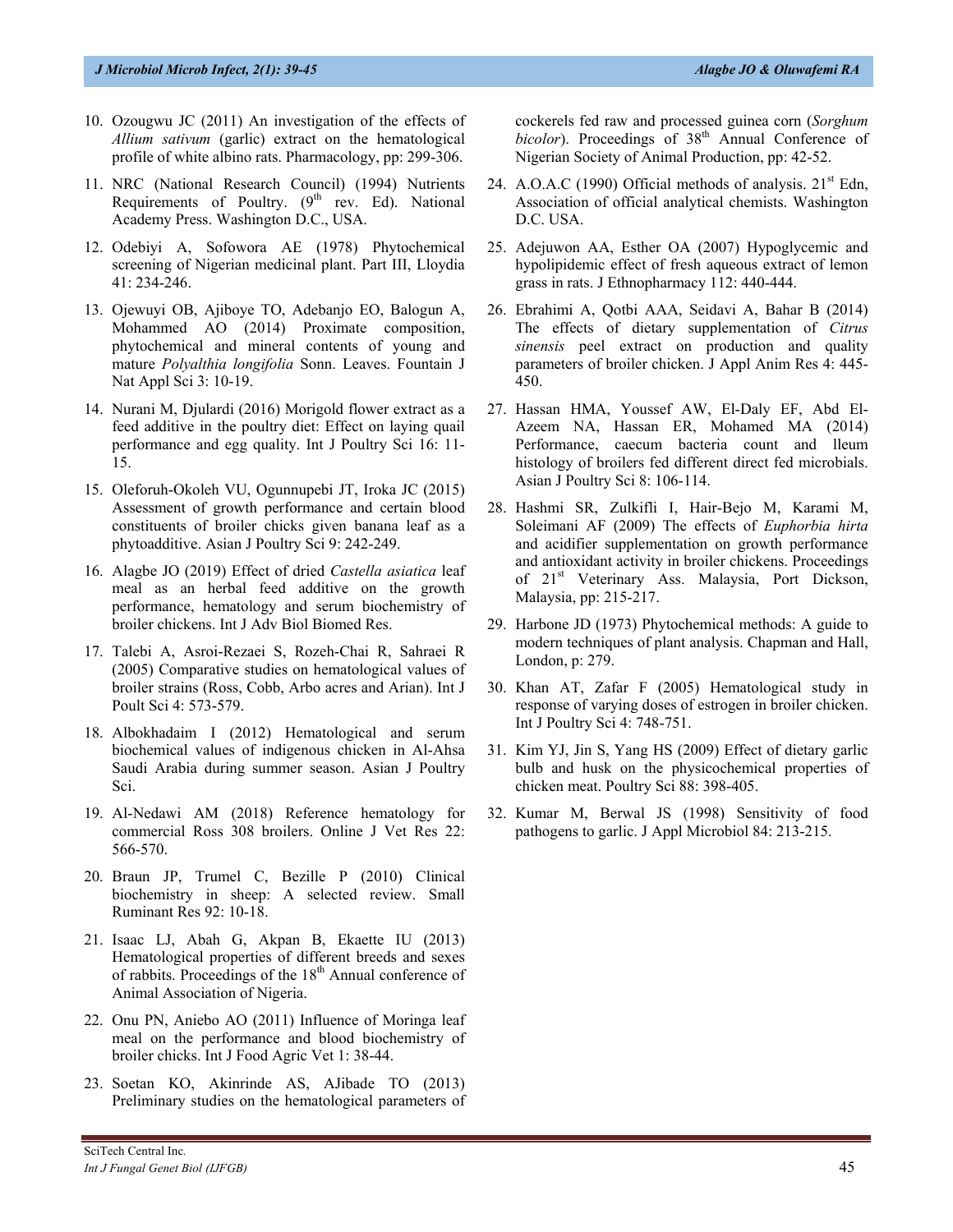10. Ozougwu JC (2011) An investigation of the effects of *Allium sativum* (garlic) extract on the hematological profile of white albino rats. Pharmacology, pp: 299-306.

11. NRC (National Research Council) (1994) Nutrients Requirements of Poultry. (9th rev. Ed). National Academy Press. Washington D.C., USA.

12. Odebiyi A, Sofowora AE (1978) Phytochemical screening of Nigerian medicinal plant. Part III, Lloydia 41: 234-246.

13. Ojewuyi OB, Ajiboye TO, Adebanjo EO, Balogun A, Mohammed AO (2014) Proximate composition, phytochemical and mineral contents of young and mature *Polyalthia longifolia* Sonn. Leaves. Fountain J Nat Appl Sci 3: 10-19.

14. Nurani M, Djulardi (2016) Morigold flower extract as a feed additive in the poultry diet: Effect on laying quail performance and egg quality. Int J Poultry Sci 16: 11-15.

15. Oleforuh-Okoleh VU, Ogunnupebi JT, Iroka JC (2015) Assessment of growth performance and certain blood constituents of broiler chicks given banana leaf as a phytoadditive. Asian J Poultry Sci 9: 242-249.

16. Alagbe JO (2019) Effect of dried *Castella asiatica* leaf meal as an herbal feed additive on the growth performance, hematology and serum biochemistry of broiler chickens. Int J Adv Biol Biomed Res.

17. Talebi A, Asroi-Rezaei S, Rozeh-Chai R, Sahraei R (2005) Comparative studies on hematological values of broiler strains (Ross, Cobb, Arbo acres and Arian). Int J Poult Sci 4: 573-579.

18. Albokhadaim I (2012) Hematological and serum biochemical values of indigenous chicken in Al-Ahsa Saudi Arabia during summer season. Asian J Poultry Sci.

19. Al-Nedawi AM (2018) Reference hematology for commercial Ross 308 broilers. Online J Vet Res 22: 566-570.

20. Braun JP, Trumel C, Bezille P (2010) Clinical biochemistry in sheep: A selected review. Small Ruminant Res 92: 10-18.

21. Isaac LJ, Abah G, Akpan B, Ekaette IU (2013) Hematological properties of different breeds and sexes of rabbits. Proceedings of the 18th Annual conference of Animal Association of Nigeria.

22. Onu PN, Aniebo AO (2011) Influence of Moringa leaf meal on the performance and blood biochemistry of broiler chicks. Int J Food Agric Vet 1: 38-44.

23. Soetan KO, Akinrinde AS, AJibade TO (2013) Preliminary studies on the hematological parameters of cockerels fed raw and processed guinea corn (*Sorghum bicolor*). Proceedings of 38th Annual Conference of Nigerian Society of Animal Production, pp: 42-52.

24. A.O.A.C (1990) Official methods of analysis. 21st Edn, Association of official analytical chemists. Washington D.C. USA.

25. Adejuwon AA, Esther OA (2007) Hypoglycemic and hypolipidemic effect of fresh aqueous extract of lemon grass in rats. J Ethnopharmacy 112: 440-444.

26. Ebrahimi A, Qotbi AAA, Seidavi A, Bahar B (2014) The effects of dietary supplementation of *Citrus sinensis* peel extract on production and quality parameters of broiler chicken. J Appl Anim Res 4: 445-450.

27. Hassan HMA, Youssef AW, El-Daly EF, Abd El-Azeem NA, Hassan ER, Mohamed MA (2014) Performance, caecum bacteria count and lleum histology of broilers fed different direct fed microbials. Asian J Poultry Sci 8: 106-114.

28. Hashmi SR, Zulkifli I, Hair-Bejo M, Karami M, Soleimani AF (2009) The effects of *Euphorbia hirta* and acidifier supplementation on growth performance and antioxidant activity in broiler chickens. Proceedings of 21st Veterinary Ass. Malaysia, Port Dickson, Malaysia, pp: 215-217.

29. Harbone JD (1973) Phytochemical methods: A guide to modern techniques of plant analysis. Chapman and Hall, London, p: 279.

30. Khan AT, Zafar F (2005) Hematological study in response of varying doses of estrogen in broiler chicken. Int J Poultry Sci 4: 748-751.

31. Kim YJ, Jin S, Yang HS (2009) Effect of dietary garlic bulb and husk on the physicochemical properties of chicken meat. Poultry Sci 88: 398-405.

32. Kumar M, Berwal JS (1998) Sensitivity of food pathogens to garlic. J Appl Microbiol 84: 213-215.